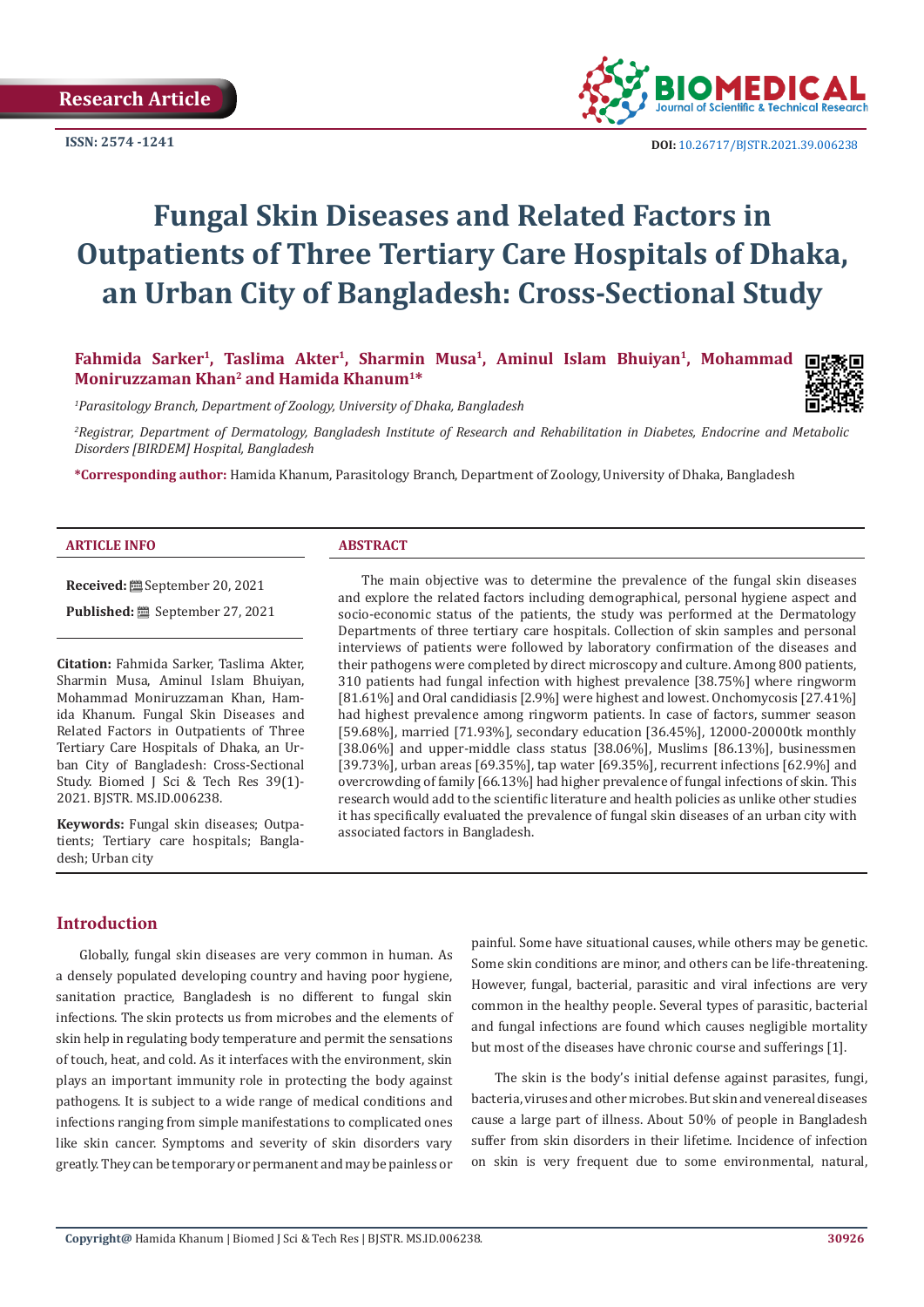Research Article

ISSN: 2574 -1241

DOI: 10.26717/BJSTR.2021.39.006238

# Fungal Skin Diseases and Related Factors in Outpatients of Three Tertiary Care Hospitals of Dhaka, an Urban City of Bangladesh: Cross-Sectional Study

**Fahmida Sarker[1], Taslima Akter[1], Sharmin Musa[1], Aminul Islam Bhuiyan[1], Mohammad Moniruzzaman Khan[2] and Hamida Khanum[1]\***

*[1]Parasitology Branch, Department of Zoology, University of Dhaka, Bangladesh*

*[2]Registrar, Department of Dermatology, Bangladesh Institute of Research and Rehabilitation in Diabetes, Endocrine and Metabolic Disorders [BIRDEM] Hospital, Bangladesh*

**\*Corresponding author:** Hamida Khanum, Parasitology Branch, Department of Zoology, University of Dhaka, Bangladesh

**ARTICLE INFO**

**Received:** September 20, 2021

**Published:** September 27, 2021

**Citation:** Fahmida Sarker, Taslima Akter, Sharmin Musa, Aminul Islam Bhuiyan, Mohammad Moniruzzaman Khan, Hamida Khanum. Fungal Skin Diseases and Related Factors in Outpatients of Three Tertiary Care Hospitals of Dhaka, an Urban City of Bangladesh: Cross-Sectional Study. Biomed J Sci & Tech Res 39(1)-2021. BJSTR. MS.ID.006238.

**Keywords:** Fungal skin diseases; Outpatients; Tertiary care hospitals; Bangladesh; Urban city

**ABSTRACT**

The main objective was to determine the prevalence of the fungal skin diseases and explore the related factors including demographical, personal hygiene aspect and socio-economic status of the patients, the study was performed at the Dermatology Departments of three tertiary care hospitals. Collection of skin samples and personal interviews of patients were followed by laboratory confirmation of the diseases and their pathogens were completed by direct microscopy and culture. Among 800 patients, 310 patients had fungal infection with highest prevalence [38.75%] where ringworm [81.61%] and Oral candidiasis [2.9%] were highest and lowest. Onchomycosis [27.41%] had highest prevalence among ringworm patients. In case of factors, summer season [59.68%], married [71.93%], secondary education [36.45%], 12000-20000tk monthly [38.06%] and upper-middle class status [38.06%], Muslims [86.13%], businessmen [39.73%], urban areas [69.35%], tap water [69.35%], recurrent infections [62.9%] and overcrowding of family [66.13%] had higher prevalence of fungal infections of skin. This research would add to the scientific literature and health policies as unlike other studies it has specifically evaluated the prevalence of fungal skin diseases of an urban city with associated factors in Bangladesh.

## Introduction

Globally, fungal skin diseases are very common in human. As a densely populated developing country and having poor hygiene, sanitation practice, Bangladesh is no different to fungal skin infections. The skin protects us from microbes and the elements of skin help in regulating body temperature and permit the sensations of touch, heat, and cold. As it interfaces with the environment, skin plays an important immunity role in protecting the body against pathogens. It is subject to a wide range of medical conditions and infections ranging from simple manifestations to complicated ones like skin cancer. Symptoms and severity of skin disorders vary greatly. They can be temporary or permanent and may be painless or painful. Some have situational causes, while others may be genetic. Some skin conditions are minor, and others can be life-threatening. However, fungal, bacterial, parasitic and viral infections are very common in the healthy people. Several types of parasitic, bacterial and fungal infections are found which causes negligible mortality but most of the diseases have chronic course and sufferings [1].

The skin is the body's initial defense against parasites, fungi, bacteria, viruses and other microbes. But skin and venereal diseases cause a large part of illness. About 50% of people in Bangladesh suffer from skin disorders in their lifetime. Incidence of infection on skin is very frequent due to some environmental, natural,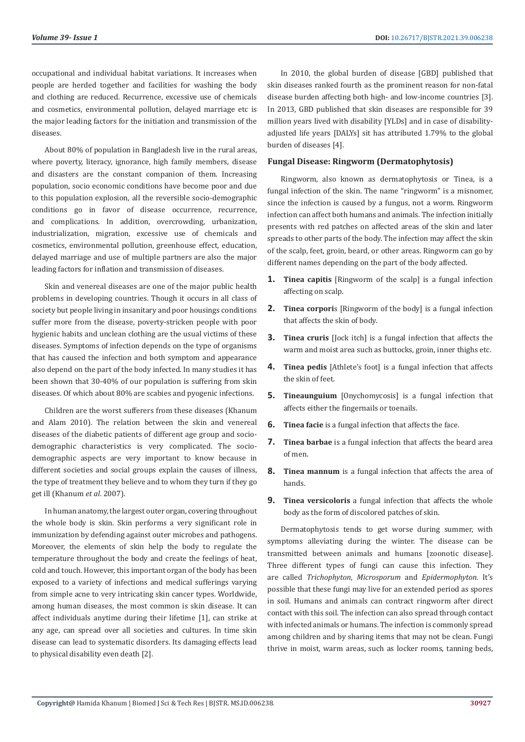occupational and individual habitat variations. It increases when people are herded together and facilities for washing the body and clothing are reduced. Recurrence, excessive use of chemicals and cosmetics, environmental pollution, delayed marriage etc is the major leading factors for the initiation and transmission of the diseases.

About 80% of population in Bangladesh live in the rural areas, where poverty, literacy, ignorance, high family members, disease and disasters are the constant companion of them. Increasing population, socio economic conditions have become poor and due to this population explosion, all the reversible socio-demographic conditions go in favor of disease occurrence, recurrence, and complications. In addition, overcrowding, urbanization, industrialization, migration, excessive use of chemicals and cosmetics, environmental pollution, greenhouse effect, education, delayed marriage and use of multiple partners are also the major leading factors for inflation and transmission of diseases.

Skin and venereal diseases are one of the major public health problems in developing countries. Though it occurs in all class of society but people living in insanitary and poor housings conditions suffer more from the disease, poverty-stricken people with poor hygienic habits and unclean clothing are the usual victims of these diseases. Symptoms of infection depends on the type of organisms that has caused the infection and both symptom and appearance also depend on the part of the body infected. In many studies it has been shown that 30-40% of our population is suffering from skin diseases. Of which about 80% are scabies and pyogenic infections.

Children are the worst sufferers from these diseases (Khanum and Alam 2010). The relation between the skin and venereal diseases of the diabetic patients of different age group and socio-demographic characteristics is very complicated. The socio-demographic aspects are very important to know because in different societies and social groups explain the causes of illness, the type of treatment they believe and to whom they turn if they go get ill (Khanum *et al*. 2007).

In human anatomy, the largest outer organ, covering throughout the whole body is skin. Skin performs a very significant role in immunization by defending against outer microbes and pathogens. Moreover, the elements of skin help the body to regulate the temperature throughout the body and create the feelings of heat, cold and touch. However, this important organ of the body has been exposed to a variety of infections and medical sufferings varying from simple acne to very intricating skin cancer types. Worldwide, among human diseases, the most common is skin disease. It can affect individuals anytime during their lifetime [1], can strike at any age, can spread over all societies and cultures. In time skin disease can lead to systematic disorders. Its damaging effects lead to physical disability even death [2].

In 2010, the global burden of disease [GBD] published that skin diseases ranked fourth as the prominent reason for non-fatal disease burden affecting both high- and low-income countries [3]. In 2013, GBD published that skin diseases are responsible for 39 million years lived with disability [YLDs] and in case of disability-adjusted life years [DALYs] sit has attributed 1.79% to the global burden of diseases [4].

### Fungal Disease: Ringworm (Dermatophytosis)

Ringworm, also known as dermatophytosis or Tinea, is a fungal infection of the skin. The name "ringworm" is a misnomer, since the infection is caused by a fungus, not a worm. Ringworm infection can affect both humans and animals. The infection initially presents with red patches on affected areas of the skin and later spreads to other parts of the body. The infection may affect the skin of the scalp, feet, groin, beard, or other areas. Ringworm can go by different names depending on the part of the body affected.

1. **Tinea capitis** [Ringworm of the scalp] is a fungal infection affecting on scalp.
2. **Tinea corpori**s [Ringworm of the body] is a fungal infection that affects the skin of body.
3. **Tinea cruris** [Jock itch] is a fungal infection that affects the warm and moist area such as buttocks, groin, inner thighs etc.
4. **Tinea pedis** [Athlete's foot] is a fungal infection that affects the skin of feet.
5. **Tineaunguium** [Onychomycosis] is a fungal infection that affects either the fingernails or toenails.
6. **Tinea facie** is a fungal infection that affects the face.
7. **Tinea barbae** is a fungal infection that affects the beard area of men.
8. **Tinea mannum** is a fungal infection that affects the area of hands.
9. **Tinea versicoloris** a fungal infection that affects the whole body as the form of discolored patches of skin.

Dermatophytosis tends to get worse during summer, with symptoms alleviating during the winter. The disease can be transmitted between animals and humans [zoonotic disease]. Three different types of fungi can cause this infection. They are called *Trichophyton*, *Microsporum* and *Epidermophyton*. It's possible that these fungi may live for an extended period as spores in soil. Humans and animals can contract ringworm after direct contact with this soil. The infection can also spread through contact with infected animals or humans. The infection is commonly spread among children and by sharing items that may not be clean. Fungi thrive in moist, warm areas, such as locker rooms, tanning beds,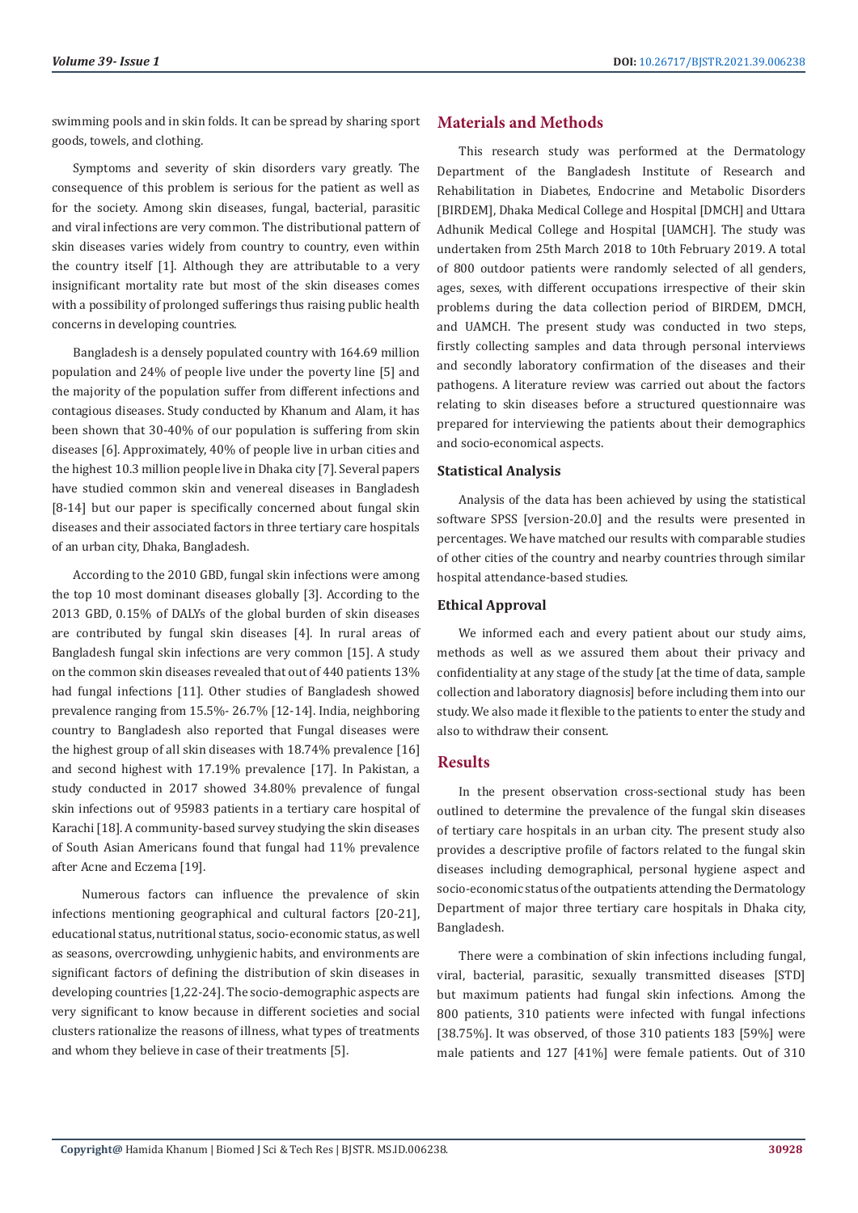swimming pools and in skin folds. It can be spread by sharing sport goods, towels, and clothing.

Symptoms and severity of skin disorders vary greatly. The consequence of this problem is serious for the patient as well as for the society. Among skin diseases, fungal, bacterial, parasitic and viral infections are very common. The distributional pattern of skin diseases varies widely from country to country, even within the country itself [1]. Although they are attributable to a very insignificant mortality rate but most of the skin diseases comes with a possibility of prolonged sufferings thus raising public health concerns in developing countries.

Bangladesh is a densely populated country with 164.69 million population and 24% of people live under the poverty line [5] and the majority of the population suffer from different infections and contagious diseases. Study conducted by Khanum and Alam, it has been shown that 30-40% of our population is suffering from skin diseases [6]. Approximately, 40% of people live in urban cities and the highest 10.3 million people live in Dhaka city [7]. Several papers have studied common skin and venereal diseases in Bangladesh [8-14] but our paper is specifically concerned about fungal skin diseases and their associated factors in three tertiary care hospitals of an urban city, Dhaka, Bangladesh.

According to the 2010 GBD, fungal skin infections were among the top 10 most dominant diseases globally [3]. According to the 2013 GBD, 0.15% of DALYs of the global burden of skin diseases are contributed by fungal skin diseases [4]. In rural areas of Bangladesh fungal skin infections are very common [15]. A study on the common skin diseases revealed that out of 440 patients 13% had fungal infections [11]. Other studies of Bangladesh showed prevalence ranging from 15.5%- 26.7% [12-14]. India, neighboring country to Bangladesh also reported that Fungal diseases were the highest group of all skin diseases with 18.74% prevalence [16] and second highest with 17.19% prevalence [17]. In Pakistan, a study conducted in 2017 showed 34.80% prevalence of fungal skin infections out of 95983 patients in a tertiary care hospital of Karachi [18]. A community-based survey studying the skin diseases of South Asian Americans found that fungal had 11% prevalence after Acne and Eczema [19].

Numerous factors can influence the prevalence of skin infections mentioning geographical and cultural factors [20-21], educational status, nutritional status, socio-economic status, as well as seasons, overcrowding, unhygienic habits, and environments are significant factors of defining the distribution of skin diseases in developing countries [1,22-24]. The socio-demographic aspects are very significant to know because in different societies and social clusters rationalize the reasons of illness, what types of treatments and whom they believe in case of their treatments [5].

## Materials and Methods

This research study was performed at the Dermatology Department of the Bangladesh Institute of Research and Rehabilitation in Diabetes, Endocrine and Metabolic Disorders [BIRDEM], Dhaka Medical College and Hospital [DMCH] and Uttara Adhunik Medical College and Hospital [UAMCH]. The study was undertaken from 25th March 2018 to 10th February 2019. A total of 800 outdoor patients were randomly selected of all genders, ages, sexes, with different occupations irrespective of their skin problems during the data collection period of BIRDEM, DMCH, and UAMCH. The present study was conducted in two steps, firstly collecting samples and data through personal interviews and secondly laboratory confirmation of the diseases and their pathogens. A literature review was carried out about the factors relating to skin diseases before a structured questionnaire was prepared for interviewing the patients about their demographics and socio-economical aspects.

### Statistical Analysis

Analysis of the data has been achieved by using the statistical software SPSS [version-20.0] and the results were presented in percentages. We have matched our results with comparable studies of other cities of the country and nearby countries through similar hospital attendance-based studies.

### Ethical Approval

We informed each and every patient about our study aims, methods as well as we assured them about their privacy and confidentiality at any stage of the study [at the time of data, sample collection and laboratory diagnosis] before including them into our study. We also made it flexible to the patients to enter the study and also to withdraw their consent.

## Results

In the present observation cross-sectional study has been outlined to determine the prevalence of the fungal skin diseases of tertiary care hospitals in an urban city. The present study also provides a descriptive profile of factors related to the fungal skin diseases including demographical, personal hygiene aspect and socio-economic status of the outpatients attending the Dermatology Department of major three tertiary care hospitals in Dhaka city, Bangladesh.

There were a combination of skin infections including fungal, viral, bacterial, parasitic, sexually transmitted diseases [STD] but maximum patients had fungal skin infections. Among the 800 patients, 310 patients were infected with fungal infections [38.75%]. It was observed, of those 310 patients 183 [59%] were male patients and 127 [41%] were female patients. Out of 310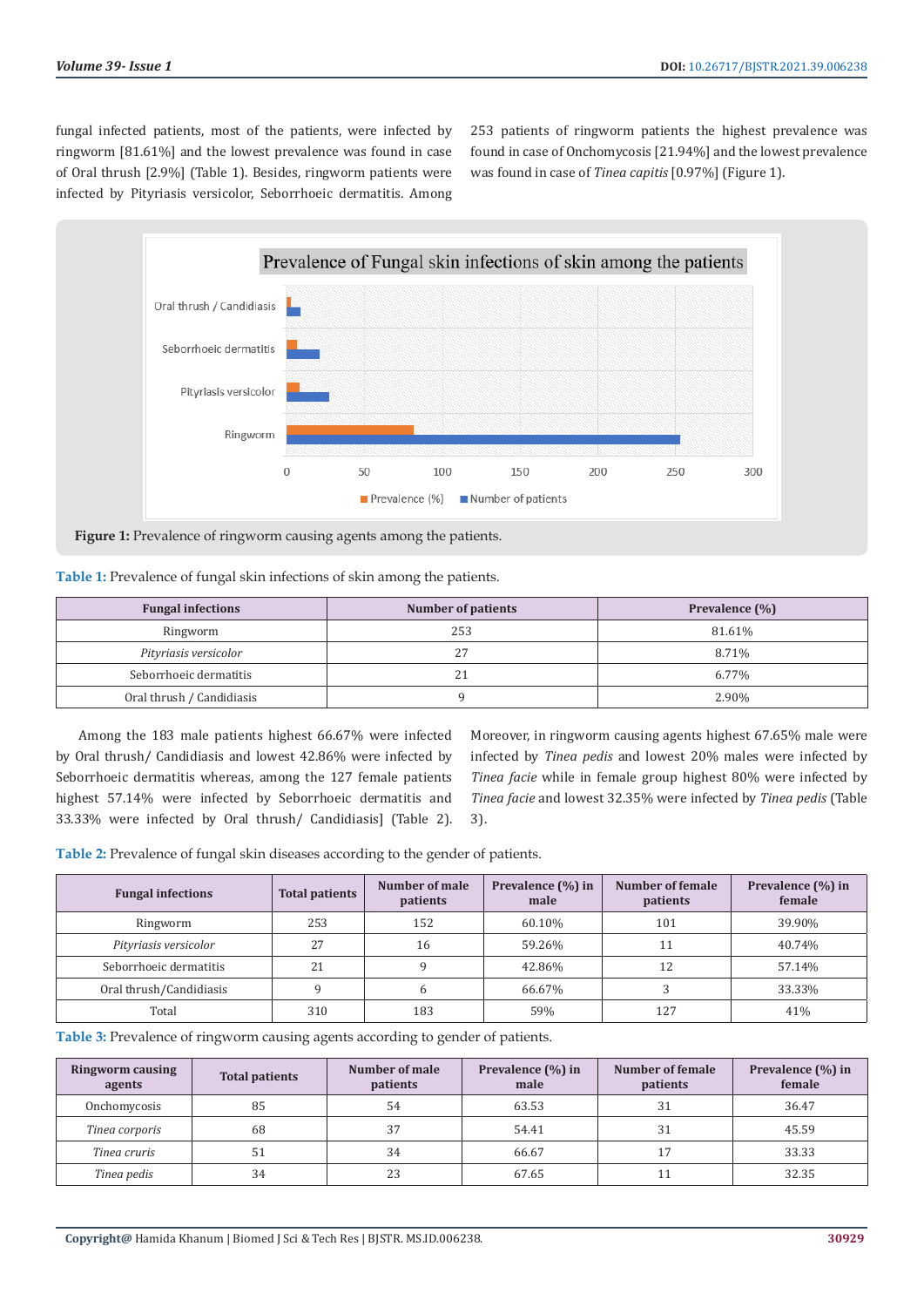fungal infected patients, most of the patients, were infected by ringworm [81.61%] and the lowest prevalence was found in case of Oral thrush [2.9%] (Table 1). Besides, ringworm patients were infected by Pityriasis versicolor, Seborrhoeic dermatitis. Among 253 patients of ringworm patients the highest prevalence was found in case of Onchomycosis [21.94%] and the lowest prevalence was found in case of *Tinea capitis* [0.97%] (Figure 1).

**Figure 1:** Prevalence of ringworm causing agents among the patients.

**Table 1:** Prevalence of fungal skin infections of skin among the patients.

| Fungal infections | Number of patients | Prevalence (%) |
|---|---|---|
| Ringworm | 253 | 81.61% |
| *Pityriasis versicolor* | 27 | 8.71% |
| Seborrhoeic dermatitis | 21 | 6.77% |
| Oral thrush / Candidiasis | 9 | 2.90% |

Among the 183 male patients highest 66.67% were infected by Oral thrush/ Candidiasis and lowest 42.86% were infected by Seborrhoeic dermatitis whereas, among the 127 female patients highest 57.14% were infected by Seborrhoeic dermatitis and 33.33% were infected by Oral thrush/ Candidiasis] (Table 2). Moreover, in ringworm causing agents highest 67.65% male were infected by *Tinea pedis* and lowest 20% males were infected by *Tinea facie* while in female group highest 80% were infected by *Tinea facie* and lowest 32.35% were infected by *Tinea pedis* (Table 3).

**Table 2:** Prevalence of fungal skin diseases according to the gender of patients.

| Fungal infections | Total patients | Number of male patients | Prevalence (%) in male | Number of female patients | Prevalence (%) in female |
|---|---|---|---|---|---|
| Ringworm | 253 | 152 | 60.10% | 101 | 39.90% |
| *Pityriasis versicolor* | 27 | 16 | 59.26% | 11 | 40.74% |
| Seborrhoeic dermatitis | 21 | 9 | 42.86% | 12 | 57.14% |
| Oral thrush/Candidiasis | 9 | 6 | 66.67% | 3 | 33.33% |
| Total | 310 | 183 | 59% | 127 | 41% |

**Table 3:** Prevalence of ringworm causing agents according to gender of patients.

| Ringworm causing agents | Total patients | Number of male patients | Prevalence (%) in male | Number of female patients | Prevalence (%) in female |
|---|---|---|---|---|---|
| Onchomycosis | 85 | 54 | 63.53 | 31 | 36.47 |
| *Tinea corporis* | 68 | 37 | 54.41 | 31 | 45.59 |
| *Tinea cruris* | 51 | 34 | 66.67 | 17 | 33.33 |
| *Tinea pedis* | 34 | 23 | 67.65 | 11 | 32.35 |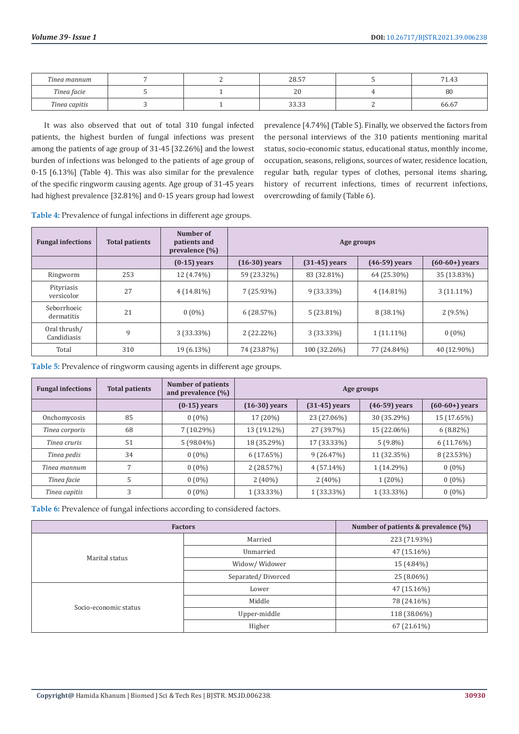| *Tinea mannum* | 7 | 2 | 28.57 | 5 | 71.43 |
|---|---|---|---|---|---|
| *Tinea facie* | 5 | 1 | 20 | 4 | 80 |
| *Tinea capitis* | 3 | 1 | 33.33 | 2 | 66.67 |

It was also observed that out of total 310 fungal infected patients, the highest burden of fungal infections was present among the patients of age group of 31-45 [32.26%] and the lowest burden of infections was belonged to the patients of age group of 0-15 [6.13%] (Table 4). This was also similar for the prevalence of the specific ringworm causing agents. Age group of 31-45 years had highest prevalence [32.81%] and 0-15 years group had lowest prevalence [4.74%] (Table 5). Finally, we observed the factors from the personal interviews of the 310 patients mentioning marital status, socio-economic status, educational status, monthly income, occupation, seasons, religions, sources of water, residence location, regular bath, regular types of clothes, personal items sharing, history of recurrent infections, times of recurrent infections, overcrowding of family (Table 6).

**Table 4:** Prevalence of fungal infections in different age groups.

| Fungal infections | Total patients | Number of patients and prevalence (%) | Age groups | | | |
|---|---|---|---|---|---|---|
| | | (0-15) years | (16-30) years | (31-45) years | (46-59) years | (60-60+) years |
| Ringworm | 253 | 12 (4.74%) | 59 (23.32%) | 83 (32.81%) | 64 (25.30%) | 35 (13.83%) |
| Pityriasis versicolor | 27 | 4 (14.81%) | 7 (25.93%) | 9 (33.33%) | 4 (14.81%) | 3 (11.11%) |
| Seborrhoeic dermatitis | 21 | 0 (0%) | 6 (28.57%) | 5 (23.81%) | 8 (38.1%) | 2 (9.5%) |
| Oral thrush/ Candidiasis | 9 | 3 (33.33%) | 2 (22.22%) | 3 (33.33%) | 1 (11.11%) | 0 (0%) |
| Total | 310 | 19 (6.13%) | 74 (23.87%) | 100 (32.26%) | 77 (24.84%) | 40 (12.90%) |

**Table 5:** Prevalence of ringworm causing agents in different age groups.

| Fungal infections | Total patients | Number of patients and prevalence (%) | Age groups | | | |
|---|---|---|---|---|---|---|
| | | (0-15) years | (16-30) years | (31-45) years | (46-59) years | (60-60+) years |
| Onchomycosis | 85 | 0 (0%) | 17 (20%) | 23 (27.06%) | 30 (35.29%) | 15 (17.65%) |
| *Tinea corporis* | 68 | 7 (10.29%) | 13 (19.12%) | 27 (39.7%) | 15 (22.06%) | 6 (8.82%) |
| *Tinea cruris* | 51 | 5 (98.04%) | 18 (35.29%) | 17 (33.33%) | 5 (9.8%) | 6 (11.76%) |
| *Tinea pedis* | 34 | 0 (0%) | 6 (17.65%) | 9 (26.47%) | 11 (32.35%) | 8 (23.53%) |
| *Tinea mannum* | 7 | 0 (0%) | 2 (28.57%) | 4 (57.14%) | 1 (14.29%) | 0 (0%) |
| *Tinea facie* | 5 | 0 (0%) | 2 (40%) | 2 (40%) | 1 (20%) | 0 (0%) |
| *Tinea capitis* | 3 | 0 (0%) | 1 (33.33%) | 1 (33.33%) | 1 (33.33%) | 0 (0%) |

**Table 6:** Prevalence of fungal infections according to considered factors.

| Factors | | Number of patients & prevalence (%) |
|---|---|---|
| Marital status | Married | 223 (71.93%) |
| | Unmarried | 47 (15.16%) |
| | Widow/ Widower | 15 (4.84%) |
| | Separated/ Divorced | 25 (8.06%) |
| Socio-economic status | Lower | 47 (15.16%) |
| | Middle | 78 (24.16%) |
| | Upper-middle | 118 (38.06%) |
| | Higher | 67 (21.61%) |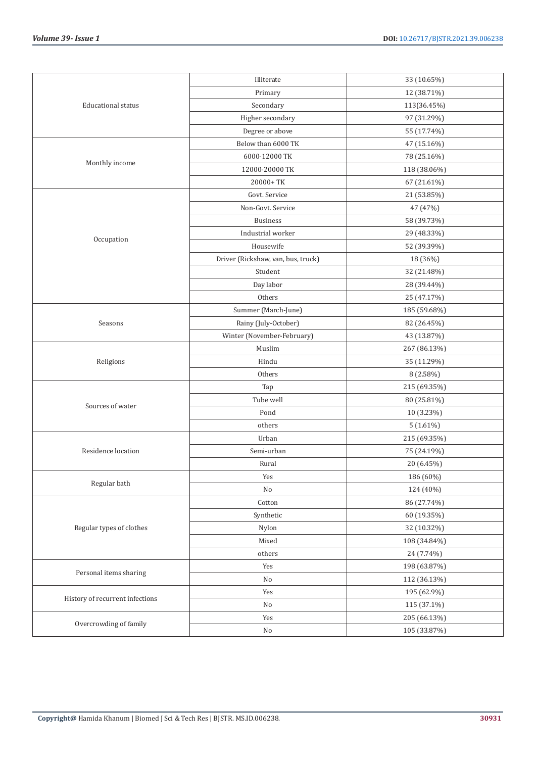| | | |
|---|---|---|
| Educational status | Illiterate | 33 (10.65%) |
| | Primary | 12 (38.71%) |
| | Secondary | 113(36.45%) |
| | Higher secondary | 97 (31.29%) |
| | Degree or above | 55 (17.74%) |
| Monthly income | Below than 6000 TK | 47 (15.16%) |
| | 6000-12000 TK | 78 (25.16%) |
| | 12000-20000 TK | 118 (38.06%) |
| | 20000+ TK | 67 (21.61%) |
| Occupation | Govt. Service | 21 (53.85%) |
| | Non-Govt. Service | 47 (47%) |
| | Business | 58 (39.73%) |
| | Industrial worker | 29 (48.33%) |
| | Housewife | 52 (39.39%) |
| | Driver (Rickshaw, van, bus, truck) | 18 (36%) |
| | Student | 32 (21.48%) |
| | Day labor | 28 (39.44%) |
| | Others | 25 (47.17%) |
| Seasons | Summer (March-June) | 185 (59.68%) |
| | Rainy (July-October) | 82 (26.45%) |
| | Winter (November-February) | 43 (13.87%) |
| Religions | Muslim | 267 (86.13%) |
| | Hindu | 35 (11.29%) |
| | Others | 8 (2.58%) |
| Sources of water | Tap | 215 (69.35%) |
| | Tube well | 80 (25.81%) |
| | Pond | 10 (3.23%) |
| | others | 5 (1.61%) |
| Residence location | Urban | 215 (69.35%) |
| | Semi-urban | 75 (24.19%) |
| | Rural | 20 (6.45%) |
| Regular bath | Yes | 186 (60%) |
| | No | 124 (40%) |
| Regular types of clothes | Cotton | 86 (27.74%) |
| | Synthetic | 60 (19.35%) |
| | Nylon | 32 (10.32%) |
| | Mixed | 108 (34.84%) |
| | others | 24 (7.74%) |
| Personal items sharing | Yes | 198 (63.87%) |
| | No | 112 (36.13%) |
| History of recurrent infections | Yes | 195 (62.9%) |
| | No | 115 (37.1%) |
| Overcrowding of family | Yes | 205 (66.13%) |
| | No | 105 (33.87%) |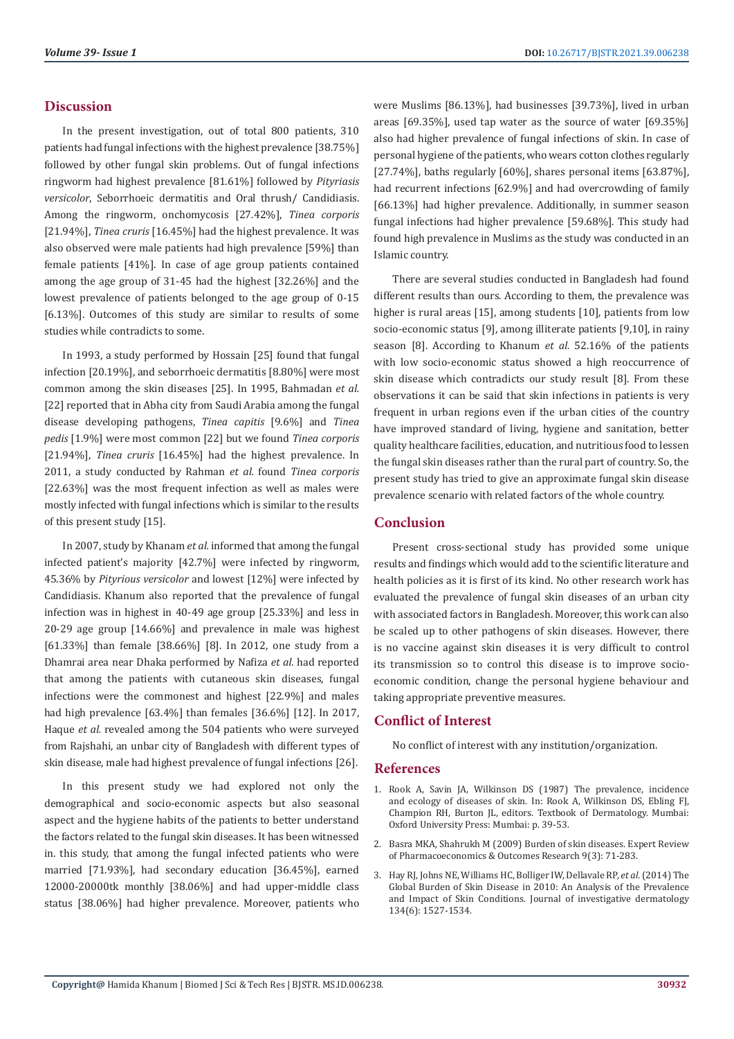## Discussion

In the present investigation, out of total 800 patients, 310 patients had fungal infections with the highest prevalence [38.75%] followed by other fungal skin problems. Out of fungal infections ringworm had highest prevalence [81.61%] followed by *Pityriasis versicolor*, Seborrhoeic dermatitis and Oral thrush/ Candidiasis. Among the ringworm, onchomycosis [27.42%], *Tinea corporis* [21.94%], *Tinea cruris* [16.45%] had the highest prevalence. It was also observed were male patients had high prevalence [59%] than female patients [41%]. In case of age group patients contained among the age group of 31-45 had the highest [32.26%] and the lowest prevalence of patients belonged to the age group of 0-15 [6.13%]. Outcomes of this study are similar to results of some studies while contradicts to some.

In 1993, a study performed by Hossain [25] found that fungal infection [20.19%], and seborrhoeic dermatitis [8.80%] were most common among the skin diseases [25]. In 1995, Bahmadan *et al.* [22] reported that in Abha city from Saudi Arabia among the fungal disease developing pathogens, *Tinea capitis* [9.6%] and *Tinea pedis* [1.9%] were most common [22] but we found *Tinea corporis* [21.94%], *Tinea cruris* [16.45%] had the highest prevalence. In 2011, a study conducted by Rahman *et al.* found *Tinea corporis* [22.63%] was the most frequent infection as well as males were mostly infected with fungal infections which is similar to the results of this present study [15].

In 2007, study by Khanam *et al.* informed that among the fungal infected patient's majority [42.7%] were infected by ringworm, 45.36% by *Pityrious versicolor* and lowest [12%] were infected by Candidiasis. Khanum also reported that the prevalence of fungal infection was in highest in 40-49 age group [25.33%] and less in 20-29 age group [14.66%] and prevalence in male was highest [61.33%] than female [38.66%] [8]. In 2012, one study from a Dhamrai area near Dhaka performed by Nafiza *et al.* had reported that among the patients with cutaneous skin diseases, fungal infections were the commonest and highest [22.9%] and males had high prevalence [63.4%] than females [36.6%] [12]. In 2017, Haque *et al.* revealed among the 504 patients who were surveyed from Rajshahi, an unbar city of Bangladesh with different types of skin disease, male had highest prevalence of fungal infections [26].

In this present study we had explored not only the demographical and socio-economic aspects but also seasonal aspect and the hygiene habits of the patients to better understand the factors related to the fungal skin diseases. It has been witnessed in. this study, that among the fungal infected patients who were married [71.93%], had secondary education [36.45%], earned 12000-20000tk monthly [38.06%] and had upper-middle class status [38.06%] had higher prevalence. Moreover, patients who were Muslims [86.13%], had businesses [39.73%], lived in urban areas [69.35%], used tap water as the source of water [69.35%] also had higher prevalence of fungal infections of skin. In case of personal hygiene of the patients, who wears cotton clothes regularly [27.74%], baths regularly [60%], shares personal items [63.87%], had recurrent infections [62.9%] and had overcrowding of family [66.13%] had higher prevalence. Additionally, in summer season fungal infections had higher prevalence [59.68%]. This study had found high prevalence in Muslims as the study was conducted in an Islamic country.

There are several studies conducted in Bangladesh had found different results than ours. According to them, the prevalence was higher is rural areas [15], among students [10], patients from low socio-economic status [9], among illiterate patients [9,10], in rainy season [8]. According to Khanum *et al.* 52.16% of the patients with low socio-economic status showed a high reoccurrence of skin disease which contradicts our study result [8]. From these observations it can be said that skin infections in patients is very frequent in urban regions even if the urban cities of the country have improved standard of living, hygiene and sanitation, better quality healthcare facilities, education, and nutritious food to lessen the fungal skin diseases rather than the rural part of country. So, the present study has tried to give an approximate fungal skin disease prevalence scenario with related factors of the whole country.

## Conclusion

Present cross-sectional study has provided some unique results and findings which would add to the scientific literature and health policies as it is first of its kind. No other research work has evaluated the prevalence of fungal skin diseases of an urban city with associated factors in Bangladesh. Moreover, this work can also be scaled up to other pathogens of skin diseases. However, there is no vaccine against skin diseases it is very difficult to control its transmission so to control this disease is to improve socio-economic condition, change the personal hygiene behaviour and taking appropriate preventive measures.

## Conflict of Interest

No conflict of interest with any institution/organization.

## References

1. Rook A, Savin JA, Wilkinson DS (1987) The prevalence, incidence and ecology of diseases of skin. In: Rook A, Wilkinson DS, Ebling FJ, Champion RH, Burton JL, editors. Textbook of Dermatology. Mumbai: Oxford University Press: Mumbai: p. 39-53.
2. Basra MKA, Shahrukh M (2009) Burden of skin diseases. Expert Review of Pharmacoeconomics & Outcomes Research 9(3): 71-283.
3. Hay RJ, Johns NE, Williams HC, Bolliger IW, Dellavale RP, *et al.* (2014) The Global Burden of Skin Disease in 2010: An Analysis of the Prevalence and Impact of Skin Conditions. Journal of investigative dermatology 134(6): 1527-1534.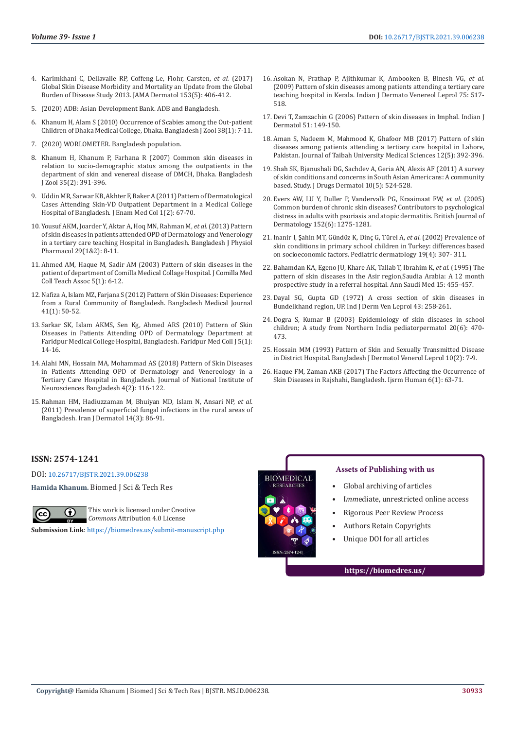4. Karimkhani C, Dellavalle RP, Coffeng Le, Flohr, Carsten, *et al.* (2017) Global Skin Disease Morbidity and Mortality an Update from the Global Burden of Disease Study 2013. JAMA Dermatol 153(5): 406-412.
5. (2020) ADB: Asian Development Bank. ADB and Bangladesh.
6. Khanum H, Alam S (2010) Occurrence of Scabies among the Out-patient Children of Dhaka Medical College, Dhaka. Bangladesh J Zool 38(1): 7-11.
7. (2020) WORLOMETER. Bangladesh population.
8. Khanum H, Khanum P, Farhana R (2007) Common skin diseases in relation to socio-demographic status among the outpatients in the department of skin and venereal disease of DMCH, Dhaka. Bangladesh J Zool 35(2): 391-396.
9. Uddin MR, Sarwar KB, Akhter F, Baker A (2011) Pattern of Dermatological Cases Attending Skin-VD Outpatient Department in a Medical College Hospital of Bangladesh. J Enam Med Col 1(2): 67-70.
10. Yousuf AKM, Joarder Y, Aktar A, Hoq MN, Rahman M, *et al.* (2013) Pattern of skin diseases in patients attended OPD of Dermatology and Venerology in a tertiary care teaching Hospital in Bangladesh. Bangladesh J Physiol Pharmacol 29(1&2): 8-11.
11. Ahmed AM, Haque M, Sadir AM (2003) Pattern of skin diseases in the patient of department of Comilla Medical Collage Hospital. J Comilla Med Coll Teach Assoc 5(1): 6-12.
12. Nafiza A, Islam MZ, Farjana S (2012) Pattern of Skin Diseases: Experience from a Rural Community of Bangladesh. Bangladesh Medical Journal 41(1): 50-52.
13. Sarkar SK, Islam AKMS, Sen Kg, Ahmed ARS (2010) Pattern of Skin Diseases in Patients Attending OPD of Dermatology Department at Faridpur Medical College Hospital, Bangladesh. Faridpur Med Coll J 5(1): 14-16.
14. Alahi MN, Hossain MA, Mohammad AS (2018) Pattern of Skin Diseases in Patients Attending OPD of Dermatology and Venereology in a Tertiary Care Hospital in Bangladesh. Journal of National Institute of Neurosciences Bangladesh 4(2): 116-122.
15. Rahman HM, Hadiuzzaman M, Bhuiyan MD, Islam N, Ansari NP, *et al.* (2011) Prevalence of superficial fungal infections in the rural areas of Bangladesh. Iran J Dermatol 14(3): 86-91.
16. Asokan N, Prathap P, Ajithkumar K, Ambooken B, Binesh VG, *et al.* (2009) Pattern of skin diseases among patients attending a tertiary care teaching hospital in Kerala. Indian J Dermato Venereol Leprol 75: 517-518.
17. Devi T, Zamzachin G (2006) Pattern of skin diseases in Imphal. Indian J Dermatol 51: 149-150.
18. Aman S, Nadeem M, Mahmood K, Ghafoor MB (2017) Pattern of skin diseases among patients attending a tertiary care hospital in Lahore, Pakistan. Journal of Taibah University Medical Sciences 12(5): 392-396.
19. Shah SK, Bjanushali DG, Sachdev A, Geria AN, Alexis AF (2011) A survey of skin conditions and concerns in South Asian Americans: A community based. Study. J Drugs Dermatol 10(5): 524-528.
20. Evers AW, LU Y, Duller P, Vandervalk PG, Kraaimaat FW, *et al.* (2005) Common burden of chronic skin diseases? Contributors to psychological distress in adults with psoriasis and atopic dermatitis. British Journal of Dermatology 152(6): 1275-1281.
21. Inanir I, Şahin MT, Gündüz K, Dinç G, Türel A, *et al.* (2002) Prevalence of skin conditions in primary school children in Turkey: differences based on socioeconomic factors. Pediatric dermatology 19(4): 307- 311.
22. Bahamdan KA, Egeno JU, Khare AK, Tallab T, Ibrahim K, *et al.* (1995) The pattern of skin diseases in the Asir region,Saudia Arabia: A 12 month prospective study in a referral hospital. Ann Saudi Med 15: 455-457.
23. Dayal SG, Gupta GD (1972) A cross section of skin diseases in Bundelkhand region, UP. Ind J Derm Ven Leprol 43: 258-261.
24. Dogra S, Kumar B (2003) Epidemiology of skin diseases in school children; A study from Northern India pediatorpermatol 20(6): 470-473.
25. Hossain MM (1993) Pattern of Skin and Sexually Transmitted Disease in District Hospital. Bangladesh J Dermatol Venerol Leprol 10(2): 7-9.
26. Haque FM, Zaman AKB (2017) The Factors Affecting the Occurrence of Skin Diseases in Rajshahi, Bangladesh. Ijsrm Human 6(1): 63-71.

**ISSN: 2574-1241**

DOI: 10.26717/BJSTR.2021.39.006238

**Hamida Khanum.** Biomed J Sci & Tech Res

This work is licensed under Creative *Commons* Attribution 4.0 License

**Submission Link**: https://biomedres.us/submit-manuscript.php

**Assets of Publishing with us**

- Global archiving of articles
- Immediate, unrestricted online access
- Rigorous Peer Review Process
- Authors Retain Copyrights
- Unique DOI for all articles

**https://biomedres.us/**